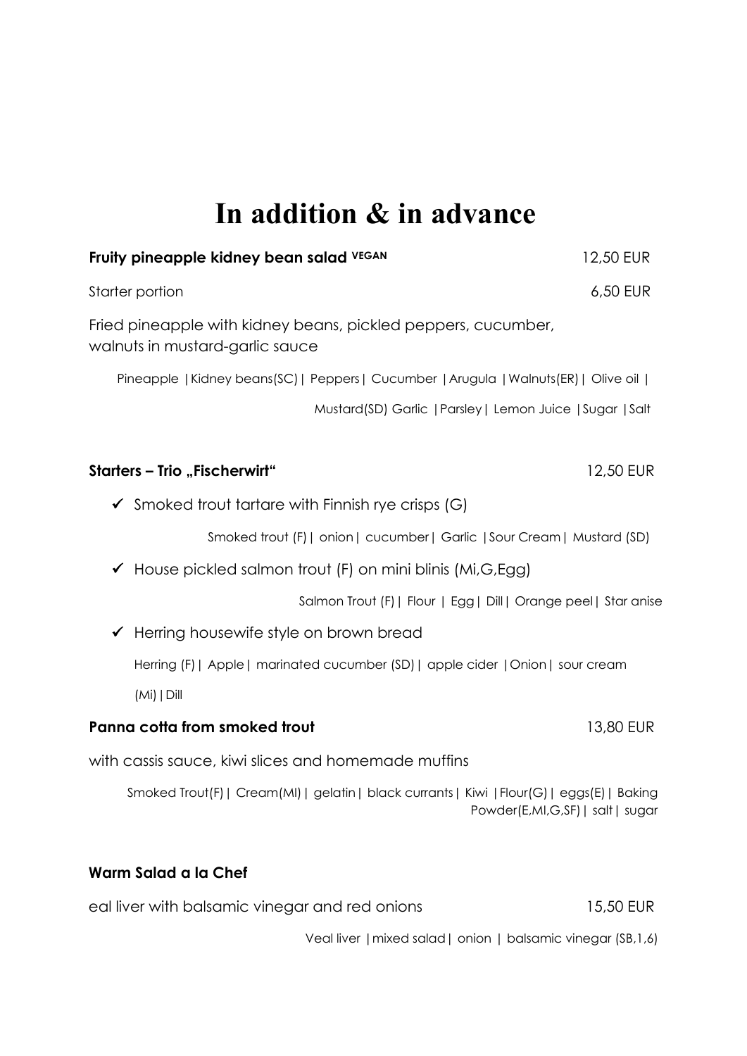# In addition & in advance

**Fruity pineapple kidney bean salad** VEGAN — 12,50 EUR

Starter portion — 6,50 EUR

Fried pineapple with kidney beans, pickled peppers, cucumber, walnuts in mustard-garlic sauce

Pineapple |Kidney beans(SC)| Peppers| Cucumber |Arugula |Walnuts(ER)| Olive oil | Mustard(SD) Garlic |Parsley| Lemon Juice |Sugar |Salt

**Starters – Trio „Fischerwirt"** — 12,50 EUR

- ✓ Smoked trout tartare with Finnish rye crisps (G)

  Smoked trout (F)| onion| cucumber| Garlic |Sour Cream| Mustard (SD)

- ✓ House pickled salmon trout (F) on mini blinis (Mi,G,Egg)

  Salmon Trout (F)| Flour | Egg| Dill| Orange peel| Star anise

- ✓ Herring housewife style on brown bread

  Herring (F)| Apple| marinated cucumber (SD)| apple cider |Onion| sour cream (Mi)|Dill

**Panna cotta from smoked trout** — 13,80 EUR

with cassis sauce, kiwi slices and homemade muffins

Smoked Trout(F)| Cream(MI)| gelatin| black currants| Kiwi |Flour(G)| eggs(E)| Baking Powder(E,MI,G,SF)| salt| sugar

**Warm Salad a la Chef**

eal liver with balsamic vinegar and red onions — 15,50 EUR

Veal liver |mixed salad| onion | balsamic vinegar (SB,1,6)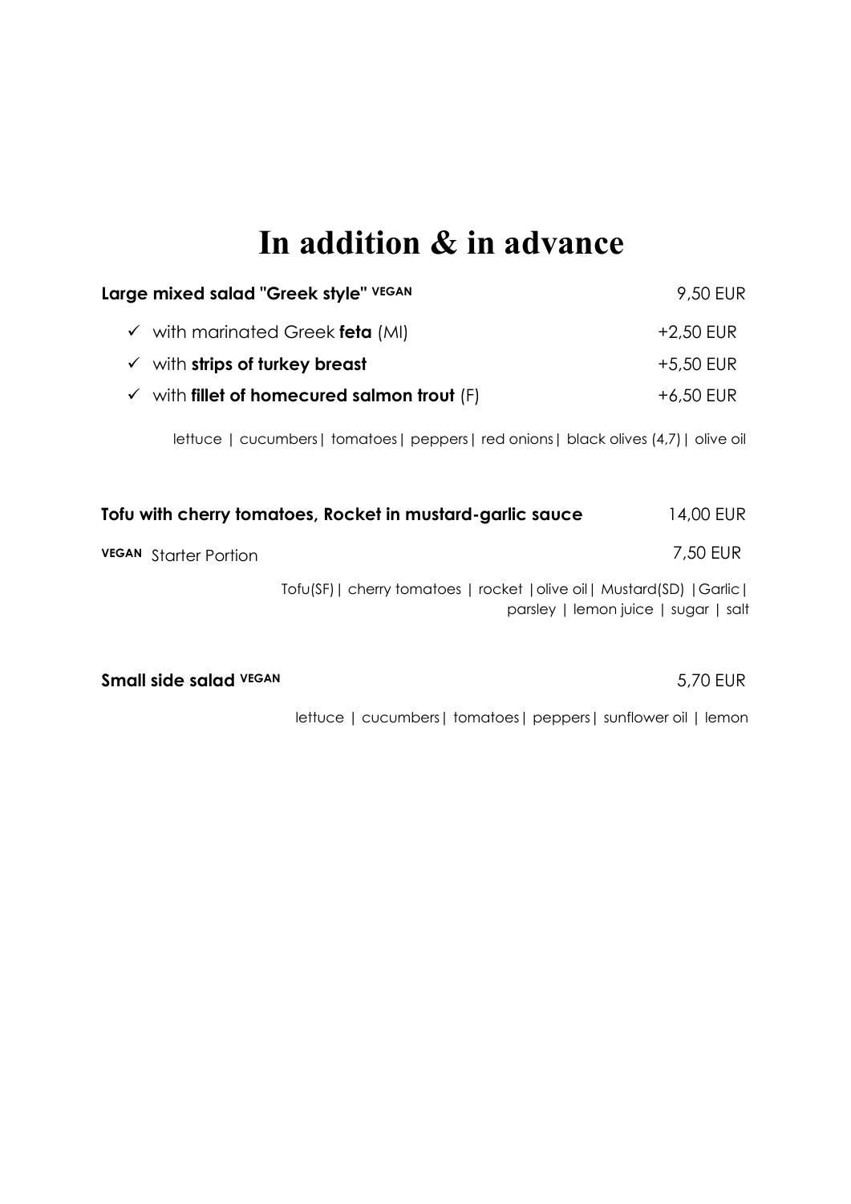# In addition & in advance

**Large mixed salad "Greek style"** VEGAN — 9,50 EUR

- ✓ with marinated Greek **feta** (MI) — +2,50 EUR
- ✓ with **strips of turkey breast** — +5,50 EUR
- ✓ with **fillet of homecured salmon trout** (F) — +6,50 EUR

lettuce | cucumbers| tomatoes| peppers| red onions| black olives (4,7)| olive oil

**Tofu with cherry tomatoes, Rocket in mustard-garlic sauce** — 14,00 EUR

VEGAN Starter Portion — 7,50 EUR

Tofu(SF)| cherry tomatoes | rocket |olive oil| Mustard(SD) |Garlic| parsley | lemon juice | sugar | salt

**Small side salad** VEGAN — 5,70 EUR

lettuce | cucumbers| tomatoes| peppers| sunflower oil | lemon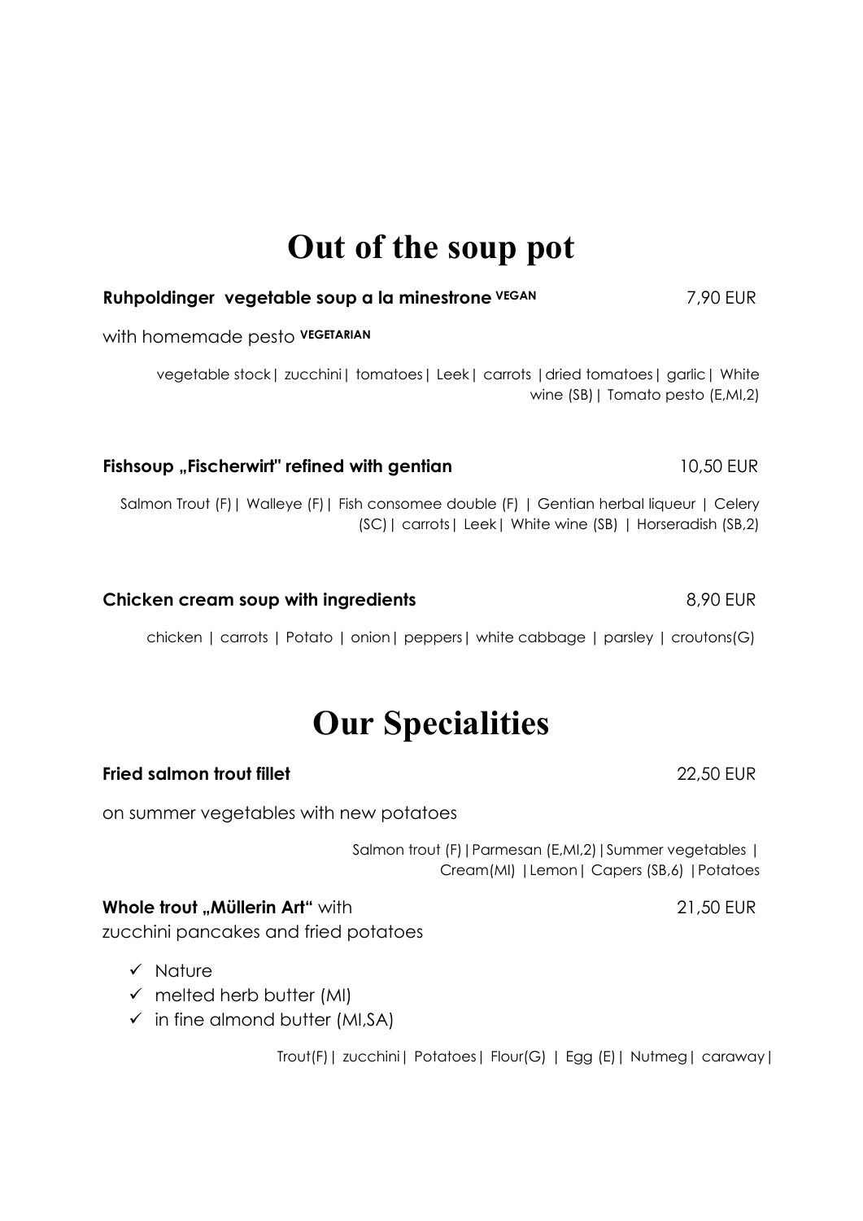# Out of the soup pot

**Ruhpoldinger vegetable soup a la minestrone VEGAN** 7,90 EUR

with homemade pesto **VEGETARIAN**

vegetable stock| zucchini| tomatoes| Leek| carrots |dried tomatoes| garlic| White wine (SB)| Tomato pesto (E,MI,2)

**Fishsoup „Fischerwirt" refined with gentian** 10,50 EUR

Salmon Trout (F)| Walleye (F)| Fish consomee double (F) | Gentian herbal liqueur | Celery (SC)| carrots| Leek| White wine (SB) | Horseradish (SB,2)

**Chicken cream soup with ingredients** 8,90 EUR

chicken | carrots | Potato | onion| peppers| white cabbage | parsley | croutons(G)

# Our Specialities

**Fried salmon trout fillet** 22,50 EUR

on summer vegetables with new potatoes

Salmon trout (F)|Parmesan (E,MI,2)|Summer vegetables | Cream(MI) |Lemon| Capers (SB,6) |Potatoes

**Whole trout „Müllerin Art"** with 21,50 EUR

zucchini pancakes and fried potatoes

- ✓ Nature
- ✓ melted herb butter (MI)
- ✓ in fine almond butter (MI,SA)

Trout(F)| zucchini| Potatoes| Flour(G) | Egg (E)| Nutmeg| caraway|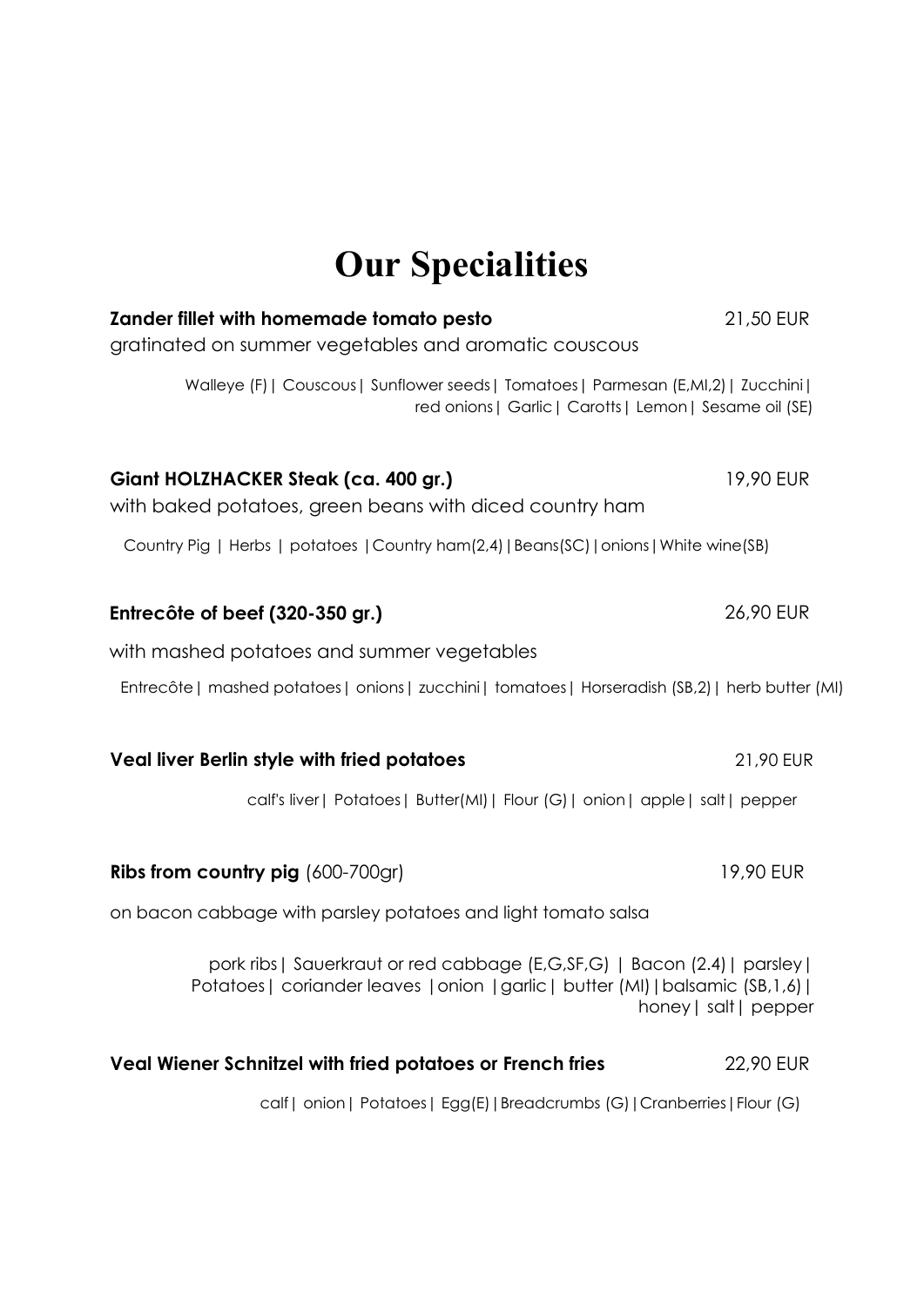# Our Specialities

**Zander fillet with homemade tomato pesto** 21,50 EUR

gratinated on summer vegetables and aromatic couscous

Walleye (F)| Couscous| Sunflower seeds| Tomatoes| Parmesan (E,MI,2)| Zucchini| red onions| Garlic| Carotts| Lemon| Sesame oil (SE)

**Giant HOLZHACKER Steak (ca. 400 gr.)** 19,90 EUR

with baked potatoes, green beans with diced country ham

Country Pig | Herbs | potatoes |Country ham(2,4)|Beans(SC)|onions|White wine(SB)

**Entrecôte of beef (320-350 gr.)** 26,90 EUR

with mashed potatoes and summer vegetables

Entrecôte| mashed potatoes| onions| zucchini| tomatoes| Horseradish (SB,2)| herb butter (MI)

**Veal liver Berlin style with fried potatoes** 21,90 EUR

calf's liver| Potatoes| Butter(MI)| Flour (G)| onion| apple| salt| pepper

**Ribs from country pig** (600-700gr) 19,90 EUR

on bacon cabbage with parsley potatoes and light tomato salsa

pork ribs| Sauerkraut or red cabbage (E,G,SF,G) | Bacon (2.4)| parsley| Potatoes| coriander leaves |onion |garlic| butter (MI)|balsamic (SB,1,6)| honey| salt| pepper

**Veal Wiener Schnitzel with fried potatoes or French fries** 22,90 EUR

calf| onion| Potatoes| Egg(E)|Breadcrumbs (G)|Cranberries|Flour (G)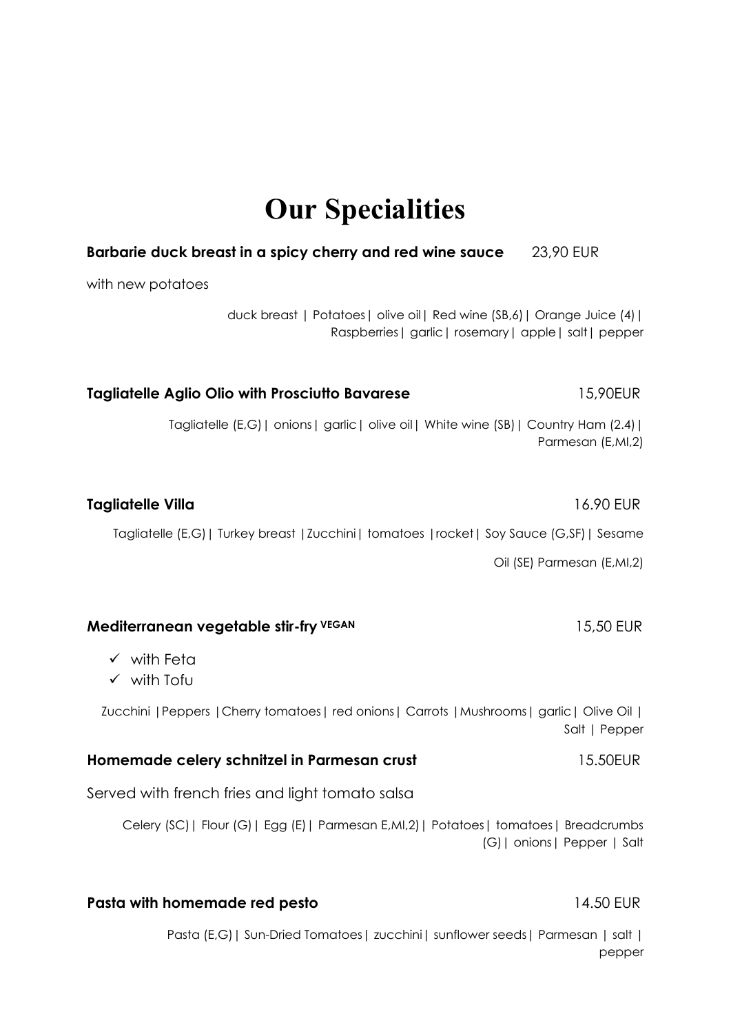# Our Specialities

**Barbarie duck breast in a spicy cherry and red wine sauce** 23,90 EUR

with new potatoes

duck breast | Potatoes| olive oil| Red wine (SB,6)| Orange Juice (4)| Raspberries| garlic| rosemary| apple| salt| pepper

**Tagliatelle Aglio Olio with Prosciutto Bavarese** 15,90EUR

Tagliatelle (E,G)| onions| garlic| olive oil| White wine (SB)| Country Ham (2.4)| Parmesan (E,MI,2)

**Tagliatelle Villa** 16.90 EUR

Tagliatelle (E,G)| Turkey breast |Zucchini| tomatoes |rocket| Soy Sauce (G,SF)| Sesame Oil (SE) Parmesan (E,MI,2)

**Mediterranean vegetable stir-fry VEGAN** 15,50 EUR

- ✓ with Feta
- ✓ with Tofu

Zucchini |Peppers |Cherry tomatoes| red onions| Carrots |Mushrooms| garlic| Olive Oil | Salt | Pepper

**Homemade celery schnitzel in Parmesan crust** 15.50EUR

Served with french fries and light tomato salsa

Celery (SC)| Flour (G)| Egg (E)| Parmesan E,MI,2)| Potatoes| tomatoes| Breadcrumbs (G)| onions| Pepper | Salt

**Pasta with homemade red pesto** 14.50 EUR

Pasta (E,G)| Sun-Dried Tomatoes| zucchini| sunflower seeds| Parmesan | salt | pepper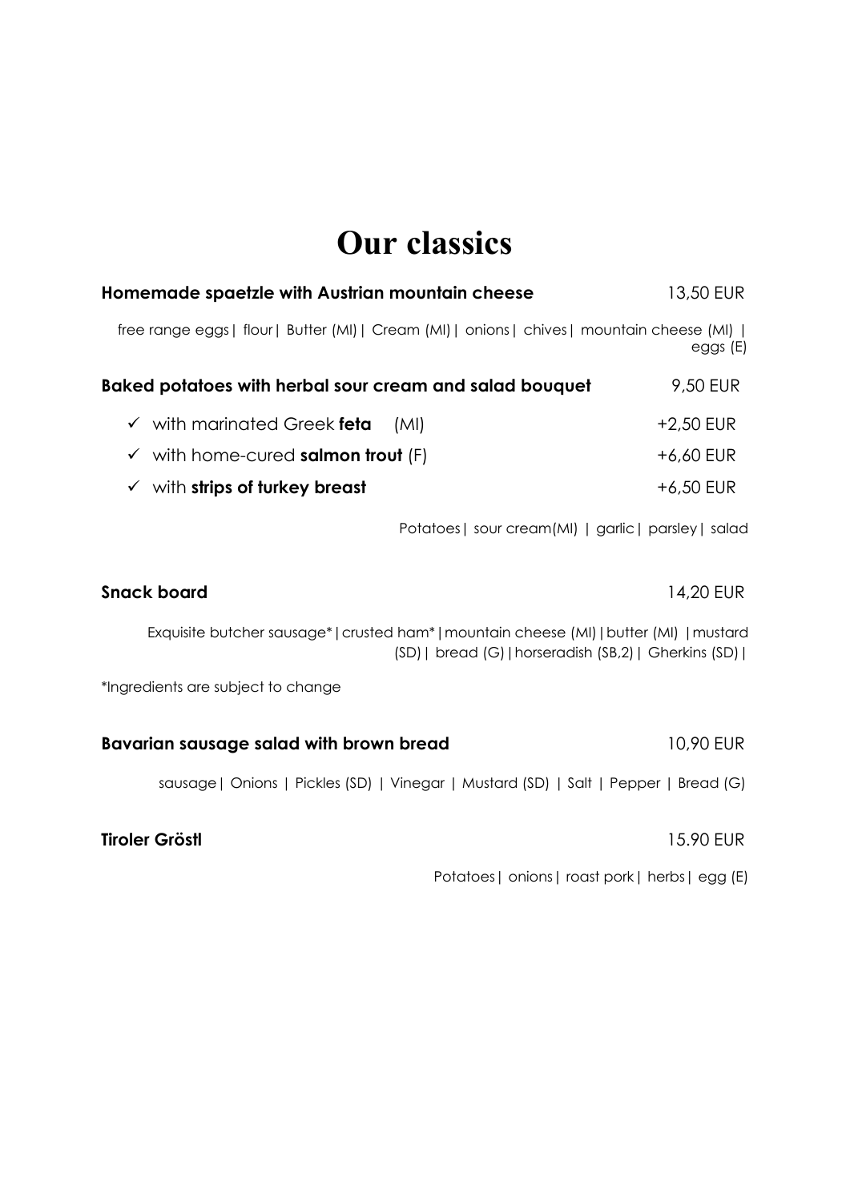# Our classics

**Homemade spaetzle with Austrian mountain cheese** 13,50 EUR

free range eggs| flour| Butter (MI)| Cream (MI)| onions| chives| mountain cheese (MI) | eggs (E)

**Baked potatoes with herbal sour cream and salad bouquet** 9,50 EUR

- ✓ with marinated Greek **feta** (MI) +2,50 EUR
- ✓ with home-cured **salmon trout** (F) +6,60 EUR
- ✓ with **strips of turkey breast** +6,50 EUR

Potatoes| sour cream(MI) | garlic| parsley| salad

**Snack board** 14,20 EUR

Exquisite butcher sausage*|crusted ham*|mountain cheese (MI)|butter (MI) |mustard (SD)| bread (G)|horseradish (SB,2)| Gherkins (SD)|

*Ingredients are subject to change

**Bavarian sausage salad with brown bread** 10,90 EUR

sausage| Onions | Pickles (SD) | Vinegar | Mustard (SD) | Salt | Pepper | Bread (G)

**Tiroler Gröstl** 15.90 EUR

Potatoes| onions| roast pork| herbs| egg (E)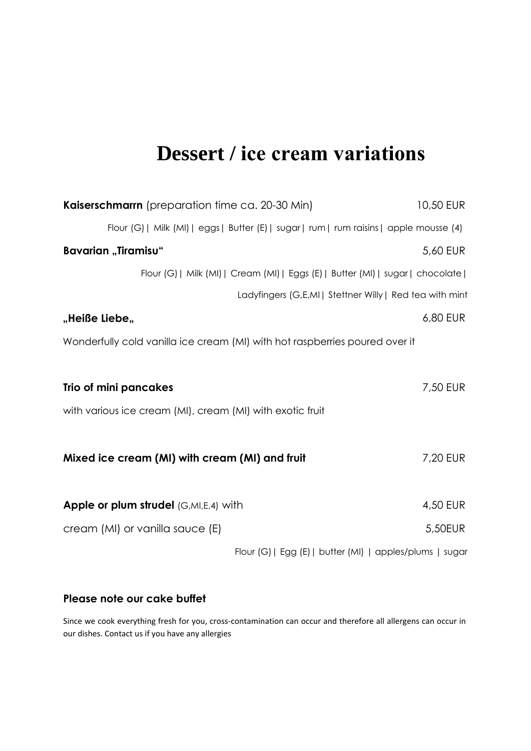# Dessert / ice cream variations

**Kaiserschmarrn** (preparation time ca. 20-30 Min) 10,50 EUR

Flour (G)| Milk (MI)| eggs| Butter (E)| sugar| rum| rum raisins| apple mousse (4)

**Bavarian „Tiramisu"** 5,60 EUR

Flour (G)| Milk (MI)| Cream (MI)| Eggs (E)| Butter (MI)| sugar| chocolate|

Ladyfingers (G,E,MI| Stettner Willy| Red tea with mint

**„Heiße Liebe„** 6,80 EUR

Wonderfully cold vanilla ice cream (MI) with hot raspberries poured over it

**Trio of mini pancakes** 7,50 EUR

with various ice cream (MI), cream (MI) with exotic fruit

**Mixed ice cream (MI) with cream (MI) and fruit** 7,20 EUR

**Apple or plum strudel** (G,MI,E,4) with 4,50 EUR

cream (MI) or vanilla sauce (E) 5,50EUR

Flour (G)| Egg (E)| butter (MI) | apples/plums | sugar

**Please note our cake buffet**

Since we cook everything fresh for you, cross-contamination can occur and therefore all allergens can occur in our dishes. Contact us if you have any allergies